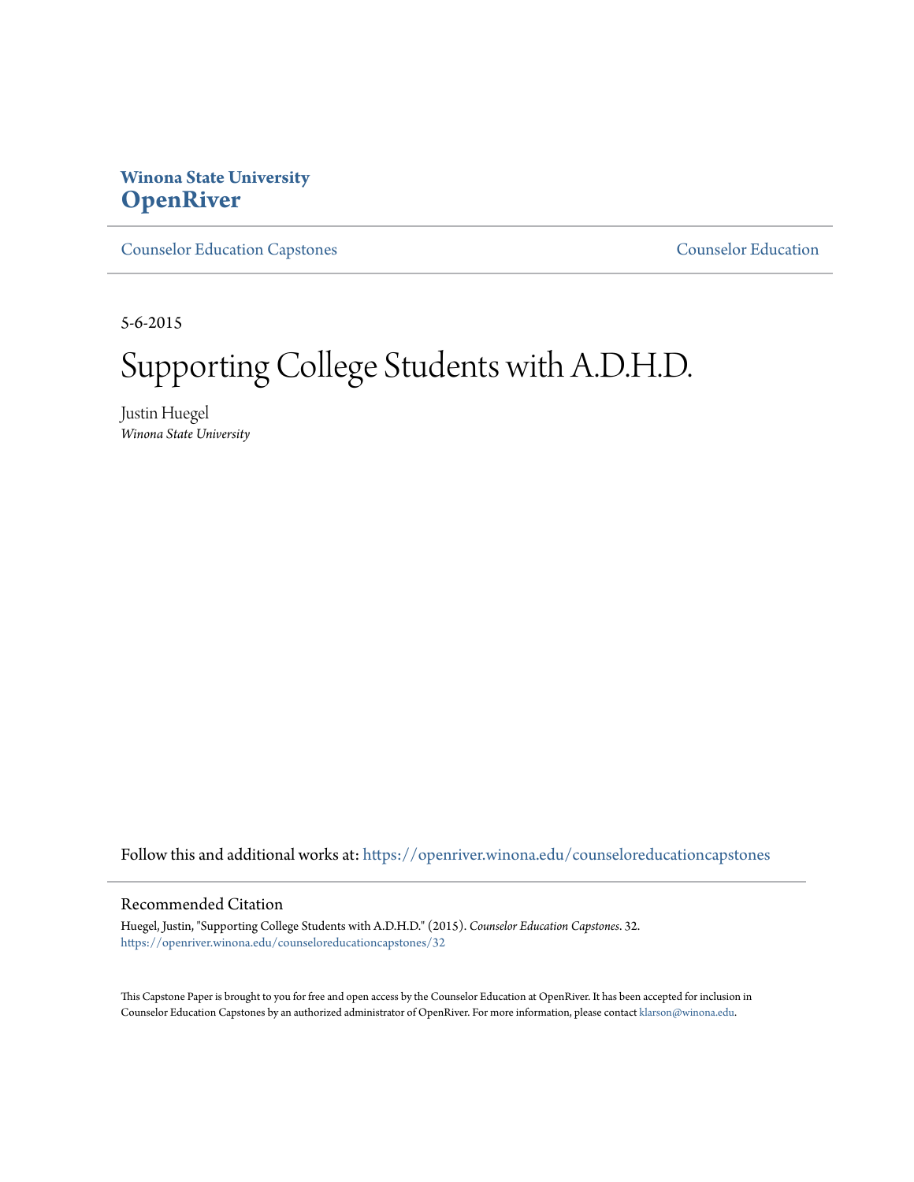**Winona State University**
# OpenRiver

Counselor Education Capstones | Counselor Education

5-6-2015

# Supporting College Students with A.D.H.D.

Justin Huegel
*Winona State University*

Follow this and additional works at: https://openriver.winona.edu/counseloreducationcapstones

## Recommended Citation

Huegel, Justin, "Supporting College Students with A.D.H.D." (2015). *Counselor Education Capstones*. 32.
https://openriver.winona.edu/counseloreducationcapstones/32

This Capstone Paper is brought to you for free and open access by the Counselor Education at OpenRiver. It has been accepted for inclusion in Counselor Education Capstones by an authorized administrator of OpenRiver. For more information, please contact klarson@winona.edu.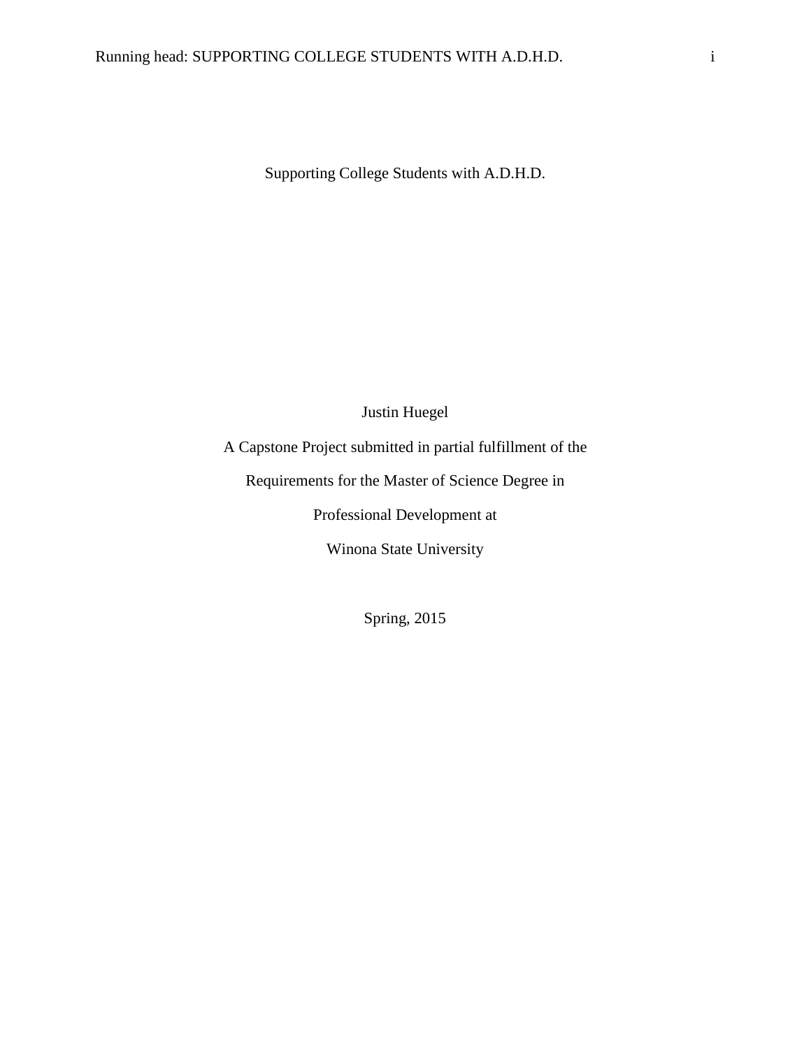# Supporting College Students with A.D.H.D.

Justin Huegel

A Capstone Project submitted in partial fulfillment of the

Requirements for the Master of Science Degree in

Professional Development at

Winona State University

Spring, 2015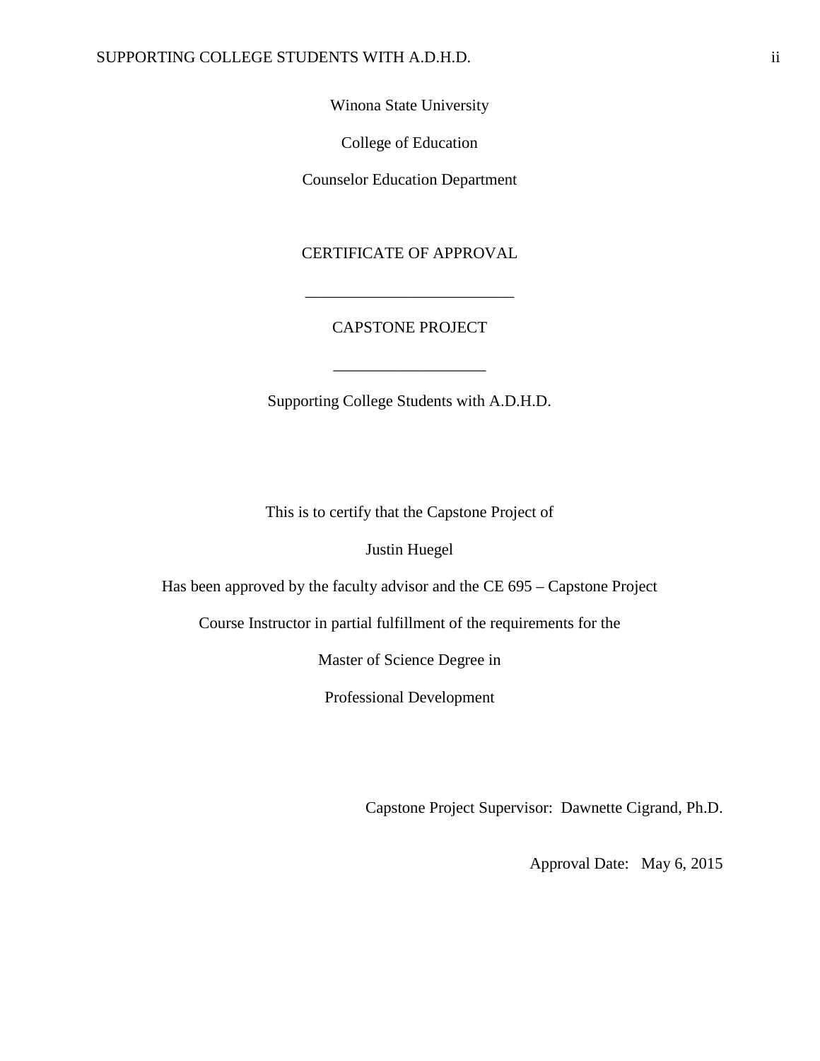Winona State University

College of Education

Counselor Education Department

CERTIFICATE OF APPROVAL

___________________________

CAPSTONE PROJECT

____________________

Supporting College Students with A.D.H.D.

This is to certify that the Capstone Project of

Justin Huegel

Has been approved by the faculty advisor and the CE 695 – Capstone Project

Course Instructor in partial fulfillment of the requirements for the

Master of Science Degree in

Professional Development

Capstone Project Supervisor: Dawnette Cigrand, Ph.D.

Approval Date: May 6, 2015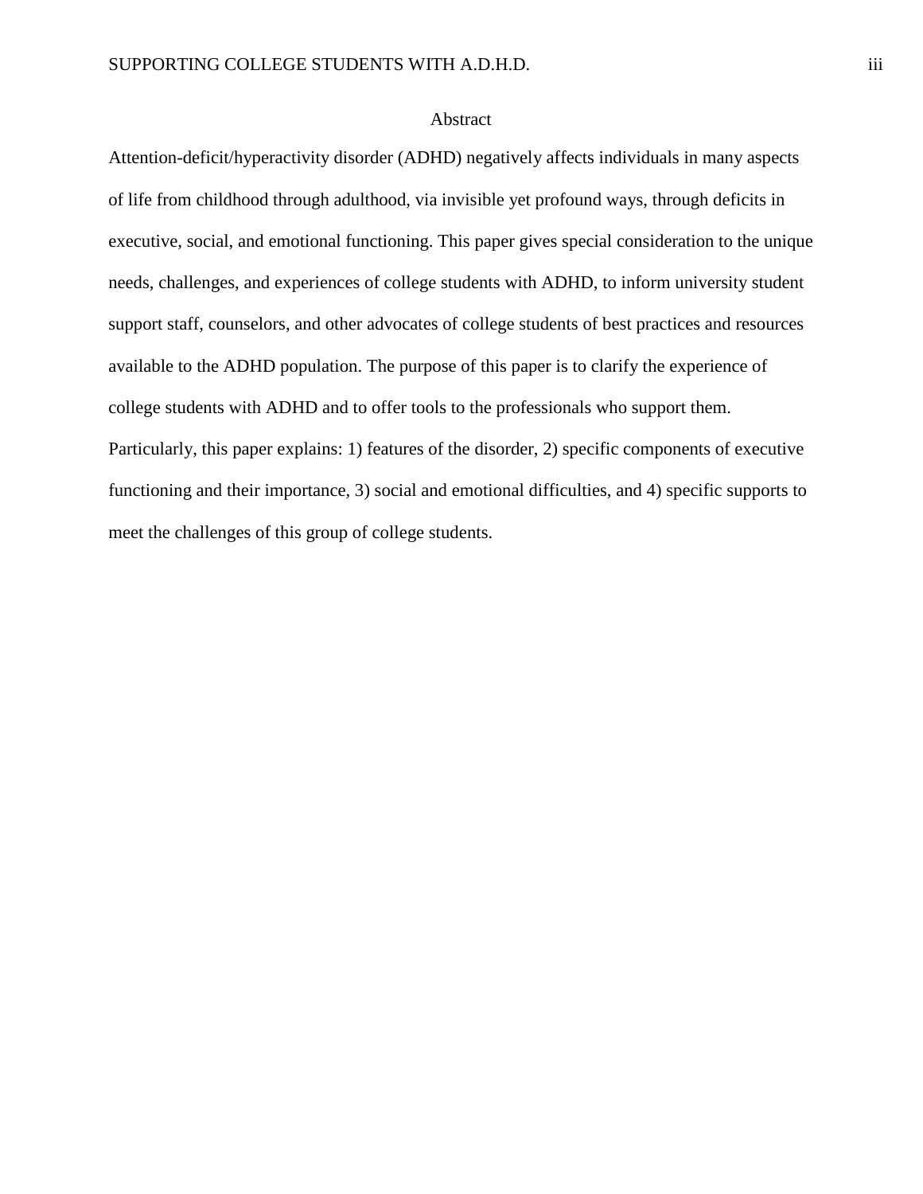# Abstract

Attention-deficit/hyperactivity disorder (ADHD) negatively affects individuals in many aspects of life from childhood through adulthood, via invisible yet profound ways, through deficits in executive, social, and emotional functioning. This paper gives special consideration to the unique needs, challenges, and experiences of college students with ADHD, to inform university student support staff, counselors, and other advocates of college students of best practices and resources available to the ADHD population. The purpose of this paper is to clarify the experience of college students with ADHD and to offer tools to the professionals who support them. Particularly, this paper explains: 1) features of the disorder, 2) specific components of executive functioning and their importance, 3) social and emotional difficulties, and 4) specific supports to meet the challenges of this group of college students.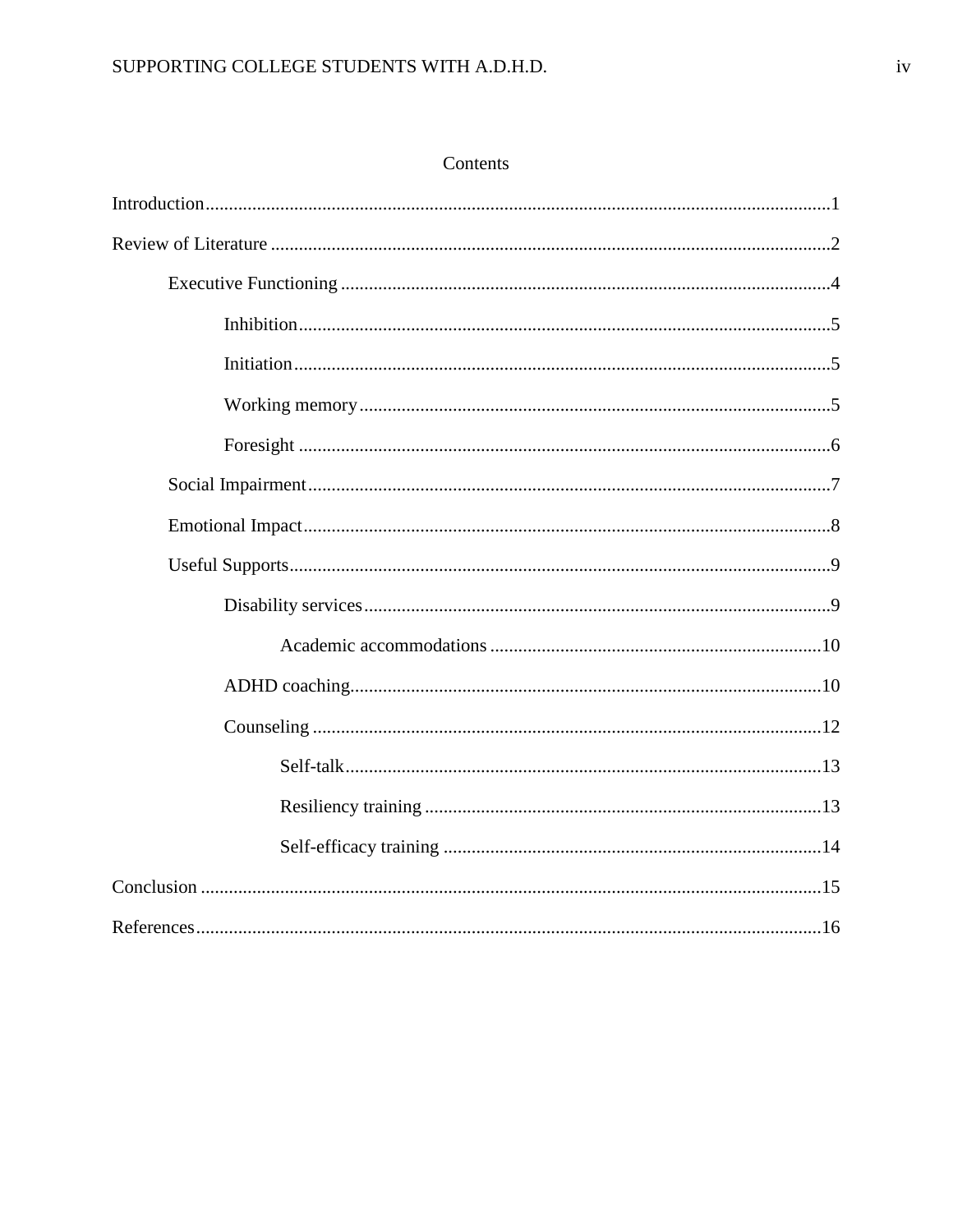# Contents

- Introduction ..... 1
- Review of Literature ..... 2
  - Executive Functioning ..... 4
    - Inhibition ..... 5
    - Initiation ..... 5
    - Working memory ..... 5
    - Foresight ..... 6
  - Social Impairment ..... 7
  - Emotional Impact ..... 8
  - Useful Supports ..... 9
    - Disability services ..... 9
      - Academic accommodations ..... 10
    - ADHD coaching ..... 10
    - Counseling ..... 12
      - Self-talk ..... 13
      - Resiliency training ..... 13
      - Self-efficacy training ..... 14
- Conclusion ..... 15
- References ..... 16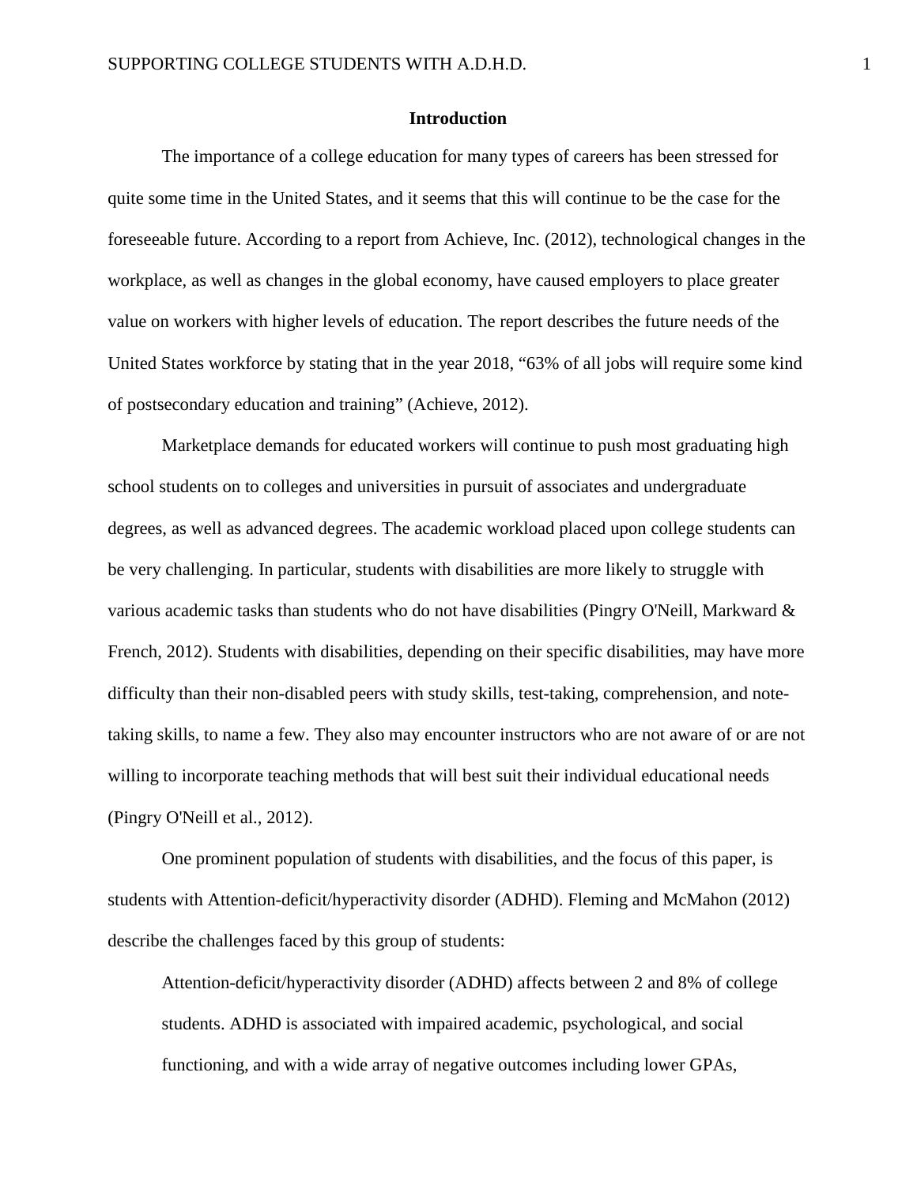## Introduction

The importance of a college education for many types of careers has been stressed for quite some time in the United States, and it seems that this will continue to be the case for the foreseeable future. According to a report from Achieve, Inc. (2012), technological changes in the workplace, as well as changes in the global economy, have caused employers to place greater value on workers with higher levels of education. The report describes the future needs of the United States workforce by stating that in the year 2018, "63% of all jobs will require some kind of postsecondary education and training" (Achieve, 2012).

Marketplace demands for educated workers will continue to push most graduating high school students on to colleges and universities in pursuit of associates and undergraduate degrees, as well as advanced degrees. The academic workload placed upon college students can be very challenging. In particular, students with disabilities are more likely to struggle with various academic tasks than students who do not have disabilities (Pingry O'Neill, Markward & French, 2012). Students with disabilities, depending on their specific disabilities, may have more difficulty than their non-disabled peers with study skills, test-taking, comprehension, and note-taking skills, to name a few. They also may encounter instructors who are not aware of or are not willing to incorporate teaching methods that will best suit their individual educational needs (Pingry O'Neill et al., 2012).

One prominent population of students with disabilities, and the focus of this paper, is students with Attention-deficit/hyperactivity disorder (ADHD). Fleming and McMahon (2012) describe the challenges faced by this group of students:

> Attention-deficit/hyperactivity disorder (ADHD) affects between 2 and 8% of college students. ADHD is associated with impaired academic, psychological, and social functioning, and with a wide array of negative outcomes including lower GPAs,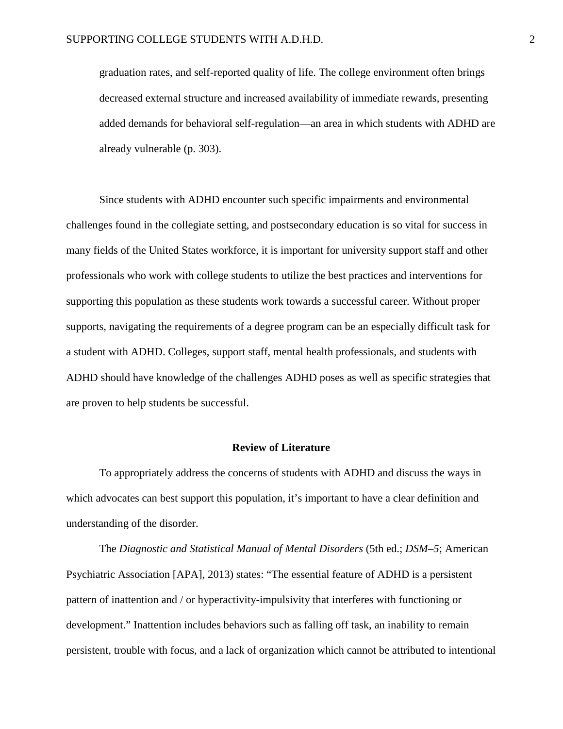graduation rates, and self-reported quality of life. The college environment often brings decreased external structure and increased availability of immediate rewards, presenting added demands for behavioral self-regulation—an area in which students with ADHD are already vulnerable (p. 303).

Since students with ADHD encounter such specific impairments and environmental challenges found in the collegiate setting, and postsecondary education is so vital for success in many fields of the United States workforce, it is important for university support staff and other professionals who work with college students to utilize the best practices and interventions for supporting this population as these students work towards a successful career. Without proper supports, navigating the requirements of a degree program can be an especially difficult task for a student with ADHD. Colleges, support staff, mental health professionals, and students with ADHD should have knowledge of the challenges ADHD poses as well as specific strategies that are proven to help students be successful.

## Review of Literature

To appropriately address the concerns of students with ADHD and discuss the ways in which advocates can best support this population, it's important to have a clear definition and understanding of the disorder.

The *Diagnostic and Statistical Manual of Mental Disorders* (5th ed.; *DSM–5*; American Psychiatric Association [APA], 2013) states: "The essential feature of ADHD is a persistent pattern of inattention and / or hyperactivity-impulsivity that interferes with functioning or development." Inattention includes behaviors such as falling off task, an inability to remain persistent, trouble with focus, and a lack of organization which cannot be attributed to intentional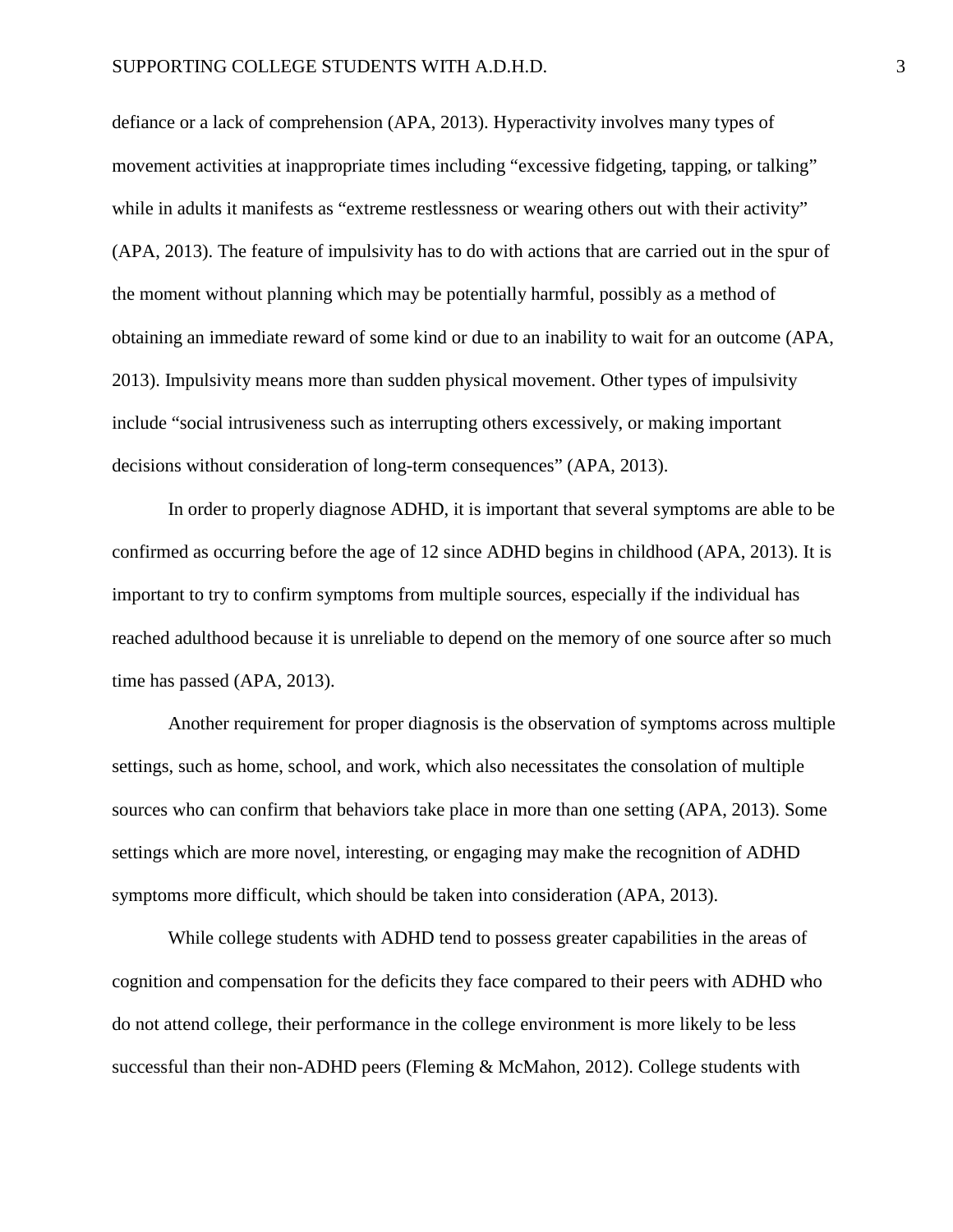defiance or a lack of comprehension (APA, 2013). Hyperactivity involves many types of movement activities at inappropriate times including "excessive fidgeting, tapping, or talking" while in adults it manifests as "extreme restlessness or wearing others out with their activity" (APA, 2013). The feature of impulsivity has to do with actions that are carried out in the spur of the moment without planning which may be potentially harmful, possibly as a method of obtaining an immediate reward of some kind or due to an inability to wait for an outcome (APA, 2013). Impulsivity means more than sudden physical movement. Other types of impulsivity include "social intrusiveness such as interrupting others excessively, or making important decisions without consideration of long-term consequences" (APA, 2013).

In order to properly diagnose ADHD, it is important that several symptoms are able to be confirmed as occurring before the age of 12 since ADHD begins in childhood (APA, 2013). It is important to try to confirm symptoms from multiple sources, especially if the individual has reached adulthood because it is unreliable to depend on the memory of one source after so much time has passed (APA, 2013).

Another requirement for proper diagnosis is the observation of symptoms across multiple settings, such as home, school, and work, which also necessitates the consolation of multiple sources who can confirm that behaviors take place in more than one setting (APA, 2013). Some settings which are more novel, interesting, or engaging may make the recognition of ADHD symptoms more difficult, which should be taken into consideration (APA, 2013).

While college students with ADHD tend to possess greater capabilities in the areas of cognition and compensation for the deficits they face compared to their peers with ADHD who do not attend college, their performance in the college environment is more likely to be less successful than their non-ADHD peers (Fleming & McMahon, 2012). College students with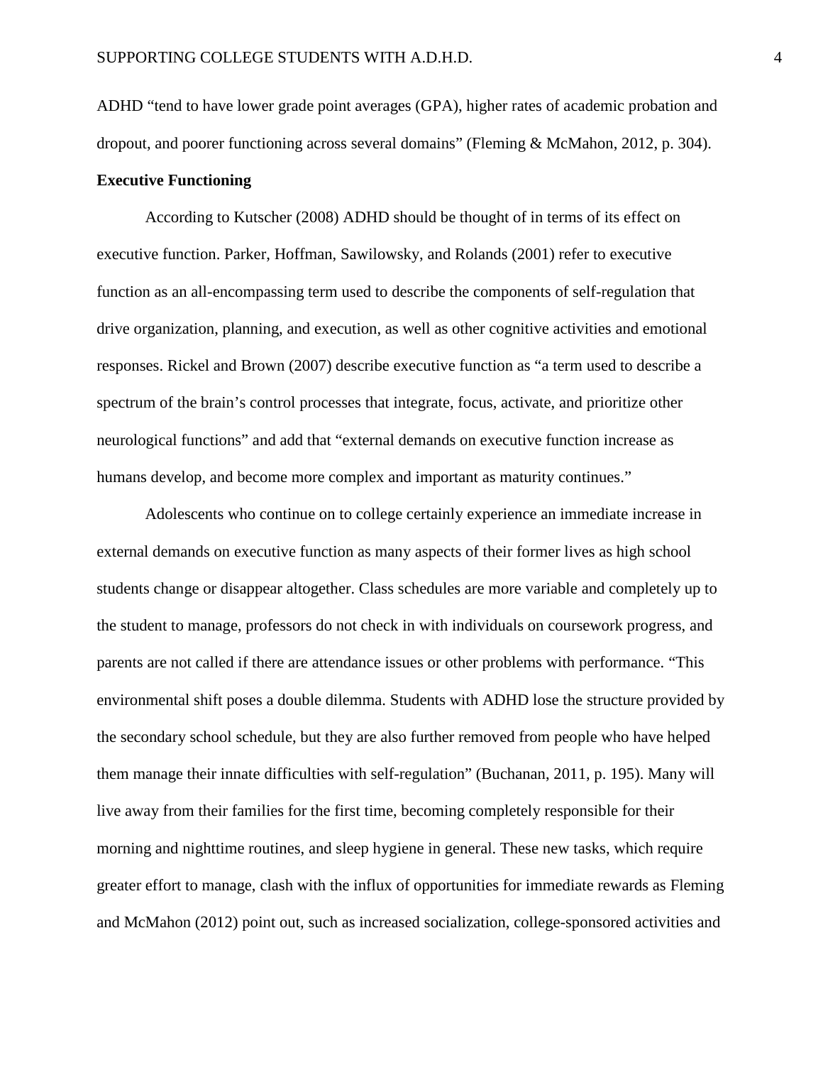ADHD “tend to have lower grade point averages (GPA), higher rates of academic probation and dropout, and poorer functioning across several domains” (Fleming & McMahon, 2012, p. 304).

**Executive Functioning**

According to Kutscher (2008) ADHD should be thought of in terms of its effect on executive function. Parker, Hoffman, Sawilowsky, and Rolands (2001) refer to executive function as an all-encompassing term used to describe the components of self-regulation that drive organization, planning, and execution, as well as other cognitive activities and emotional responses. Rickel and Brown (2007) describe executive function as “a term used to describe a spectrum of the brain’s control processes that integrate, focus, activate, and prioritize other neurological functions” and add that “external demands on executive function increase as humans develop, and become more complex and important as maturity continues.”

Adolescents who continue on to college certainly experience an immediate increase in external demands on executive function as many aspects of their former lives as high school students change or disappear altogether. Class schedules are more variable and completely up to the student to manage, professors do not check in with individuals on coursework progress, and parents are not called if there are attendance issues or other problems with performance. “This environmental shift poses a double dilemma. Students with ADHD lose the structure provided by the secondary school schedule, but they are also further removed from people who have helped them manage their innate difficulties with self-regulation” (Buchanan, 2011, p. 195). Many will live away from their families for the first time, becoming completely responsible for their morning and nighttime routines, and sleep hygiene in general. These new tasks, which require greater effort to manage, clash with the influx of opportunities for immediate rewards as Fleming and McMahon (2012) point out, such as increased socialization, college-sponsored activities and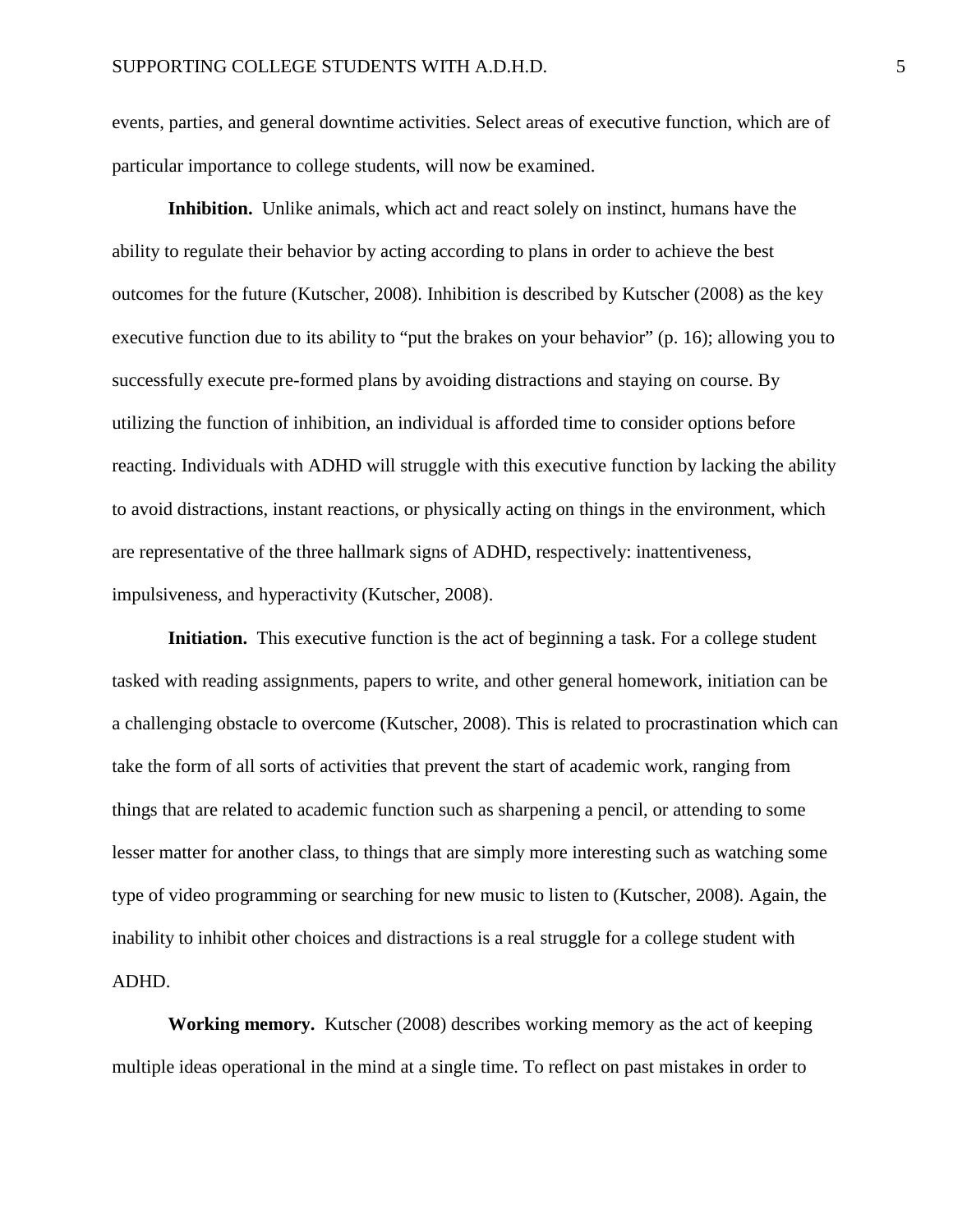events, parties, and general downtime activities. Select areas of executive function, which are of particular importance to college students, will now be examined.

**Inhibition.** Unlike animals, which act and react solely on instinct, humans have the ability to regulate their behavior by acting according to plans in order to achieve the best outcomes for the future (Kutscher, 2008). Inhibition is described by Kutscher (2008) as the key executive function due to its ability to "put the brakes on your behavior" (p. 16); allowing you to successfully execute pre-formed plans by avoiding distractions and staying on course. By utilizing the function of inhibition, an individual is afforded time to consider options before reacting. Individuals with ADHD will struggle with this executive function by lacking the ability to avoid distractions, instant reactions, or physically acting on things in the environment, which are representative of the three hallmark signs of ADHD, respectively: inattentiveness, impulsiveness, and hyperactivity (Kutscher, 2008).

**Initiation.** This executive function is the act of beginning a task. For a college student tasked with reading assignments, papers to write, and other general homework, initiation can be a challenging obstacle to overcome (Kutscher, 2008). This is related to procrastination which can take the form of all sorts of activities that prevent the start of academic work, ranging from things that are related to academic function such as sharpening a pencil, or attending to some lesser matter for another class, to things that are simply more interesting such as watching some type of video programming or searching for new music to listen to (Kutscher, 2008). Again, the inability to inhibit other choices and distractions is a real struggle for a college student with ADHD.

**Working memory.** Kutscher (2008) describes working memory as the act of keeping multiple ideas operational in the mind at a single time. To reflect on past mistakes in order to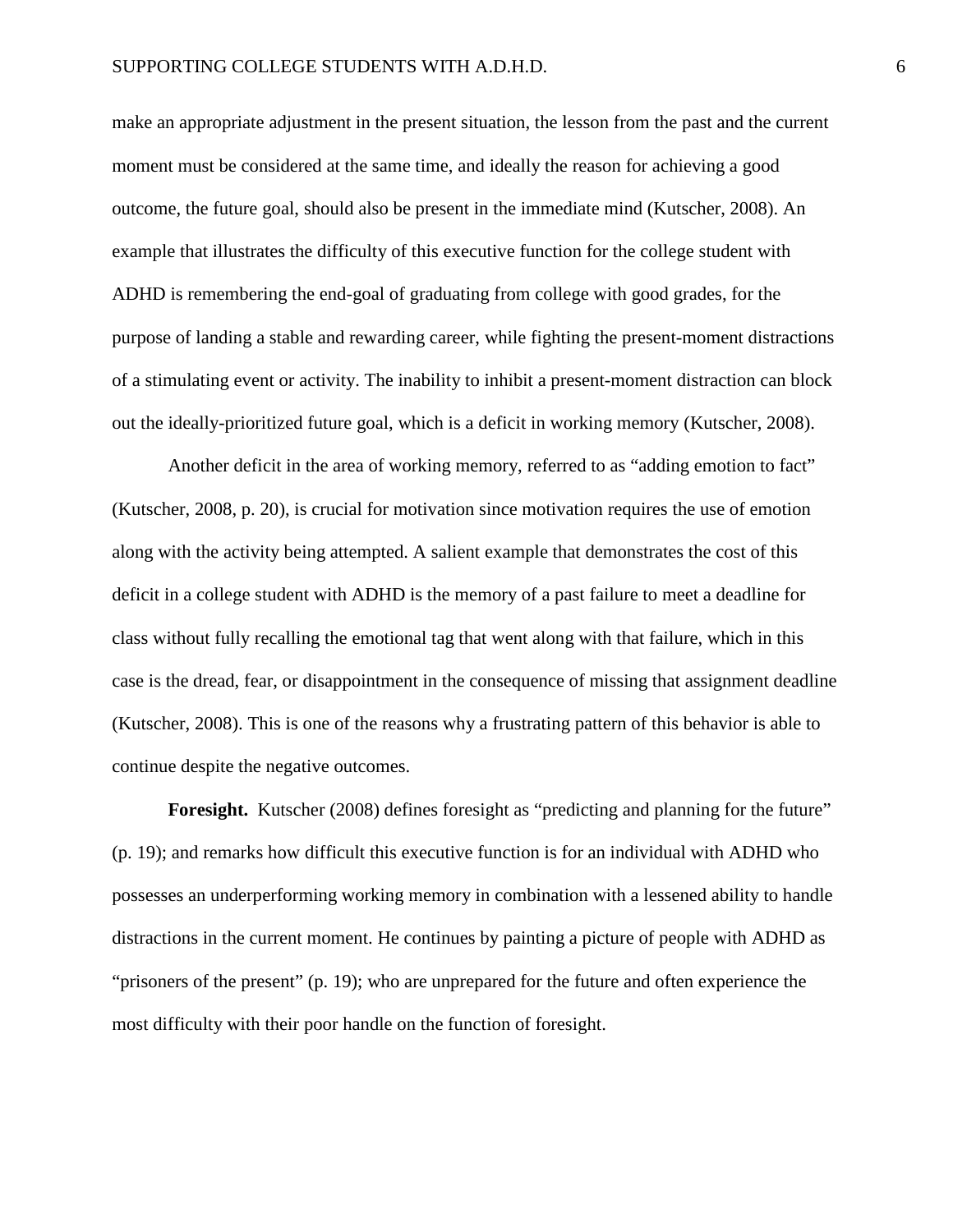make an appropriate adjustment in the present situation, the lesson from the past and the current moment must be considered at the same time, and ideally the reason for achieving a good outcome, the future goal, should also be present in the immediate mind (Kutscher, 2008). An example that illustrates the difficulty of this executive function for the college student with ADHD is remembering the end-goal of graduating from college with good grades, for the purpose of landing a stable and rewarding career, while fighting the present-moment distractions of a stimulating event or activity. The inability to inhibit a present-moment distraction can block out the ideally-prioritized future goal, which is a deficit in working memory (Kutscher, 2008).

Another deficit in the area of working memory, referred to as "adding emotion to fact" (Kutscher, 2008, p. 20), is crucial for motivation since motivation requires the use of emotion along with the activity being attempted. A salient example that demonstrates the cost of this deficit in a college student with ADHD is the memory of a past failure to meet a deadline for class without fully recalling the emotional tag that went along with that failure, which in this case is the dread, fear, or disappointment in the consequence of missing that assignment deadline (Kutscher, 2008). This is one of the reasons why a frustrating pattern of this behavior is able to continue despite the negative outcomes.

**Foresight.** Kutscher (2008) defines foresight as "predicting and planning for the future" (p. 19); and remarks how difficult this executive function is for an individual with ADHD who possesses an underperforming working memory in combination with a lessened ability to handle distractions in the current moment. He continues by painting a picture of people with ADHD as "prisoners of the present" (p. 19); who are unprepared for the future and often experience the most difficulty with their poor handle on the function of foresight.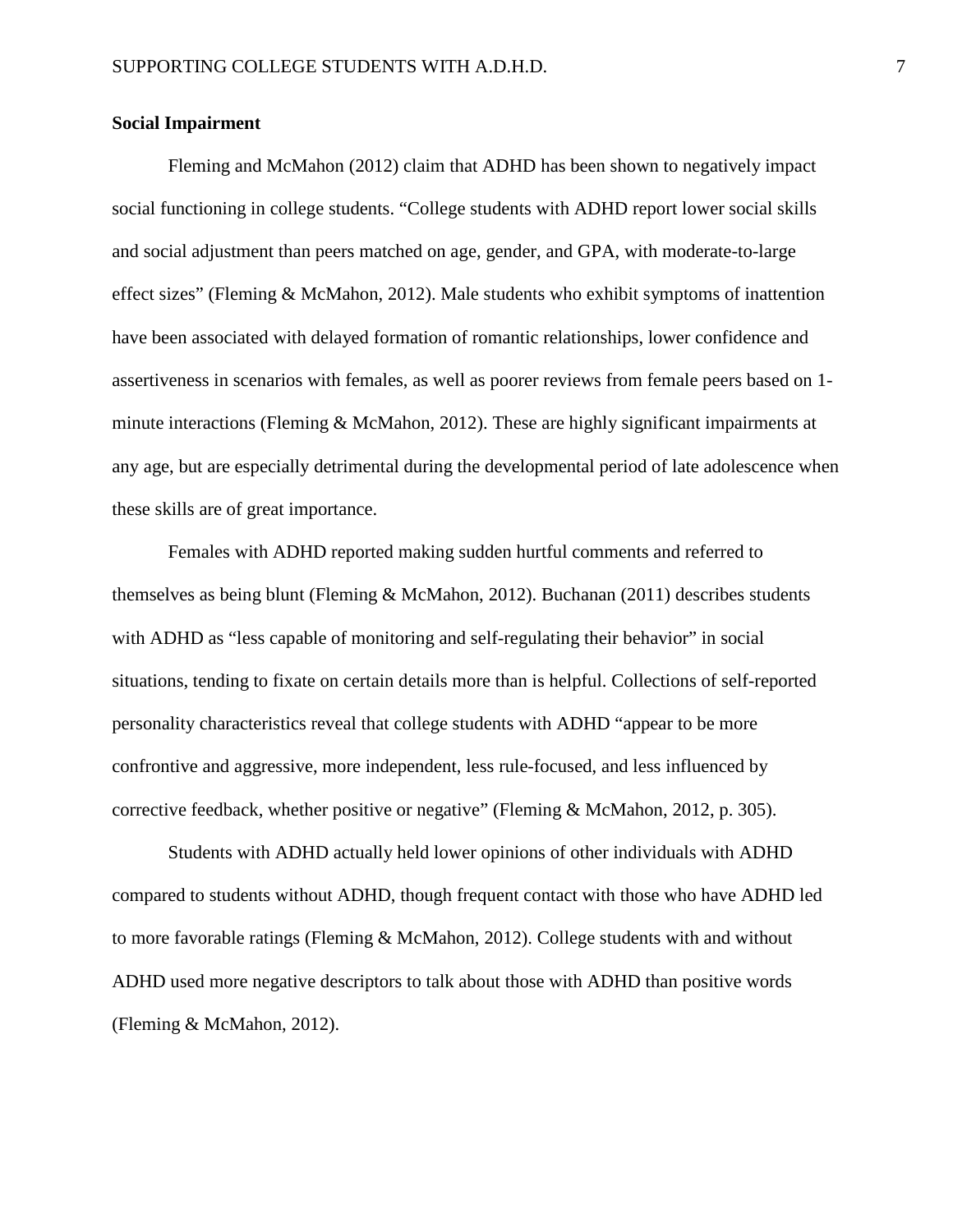**Social Impairment**

Fleming and McMahon (2012) claim that ADHD has been shown to negatively impact social functioning in college students. “College students with ADHD report lower social skills and social adjustment than peers matched on age, gender, and GPA, with moderate-to-large effect sizes” (Fleming & McMahon, 2012). Male students who exhibit symptoms of inattention have been associated with delayed formation of romantic relationships, lower confidence and assertiveness in scenarios with females, as well as poorer reviews from female peers based on 1-minute interactions (Fleming & McMahon, 2012). These are highly significant impairments at any age, but are especially detrimental during the developmental period of late adolescence when these skills are of great importance.

Females with ADHD reported making sudden hurtful comments and referred to themselves as being blunt (Fleming & McMahon, 2012). Buchanan (2011) describes students with ADHD as “less capable of monitoring and self-regulating their behavior” in social situations, tending to fixate on certain details more than is helpful. Collections of self-reported personality characteristics reveal that college students with ADHD “appear to be more confrontive and aggressive, more independent, less rule-focused, and less influenced by corrective feedback, whether positive or negative” (Fleming & McMahon, 2012, p. 305).

Students with ADHD actually held lower opinions of other individuals with ADHD compared to students without ADHD, though frequent contact with those who have ADHD led to more favorable ratings (Fleming & McMahon, 2012). College students with and without ADHD used more negative descriptors to talk about those with ADHD than positive words (Fleming & McMahon, 2012).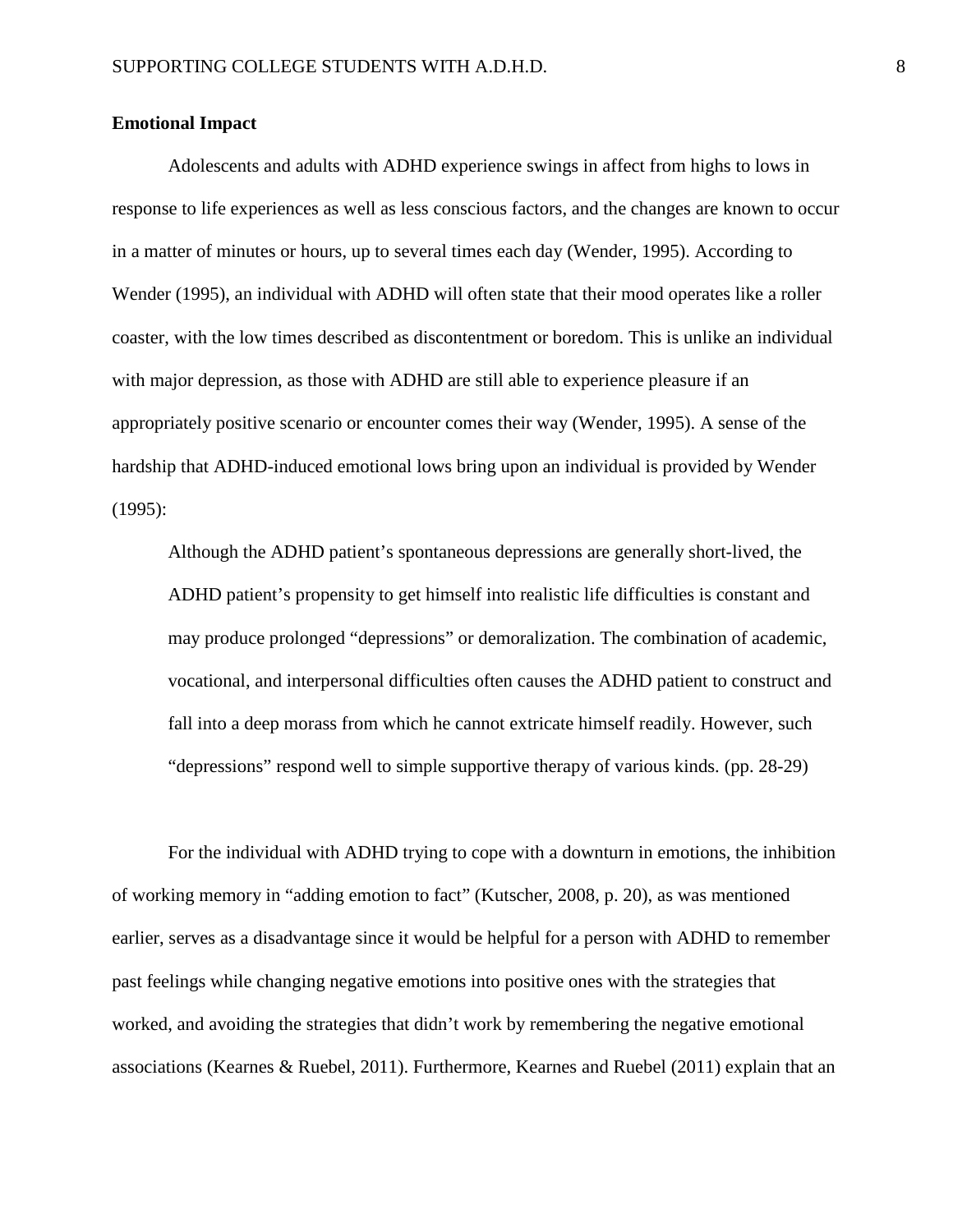**Emotional Impact**

Adolescents and adults with ADHD experience swings in affect from highs to lows in response to life experiences as well as less conscious factors, and the changes are known to occur in a matter of minutes or hours, up to several times each day (Wender, 1995). According to Wender (1995), an individual with ADHD will often state that their mood operates like a roller coaster, with the low times described as discontentment or boredom. This is unlike an individual with major depression, as those with ADHD are still able to experience pleasure if an appropriately positive scenario or encounter comes their way (Wender, 1995). A sense of the hardship that ADHD-induced emotional lows bring upon an individual is provided by Wender (1995):

> Although the ADHD patient's spontaneous depressions are generally short-lived, the ADHD patient's propensity to get himself into realistic life difficulties is constant and may produce prolonged "depressions" or demoralization. The combination of academic, vocational, and interpersonal difficulties often causes the ADHD patient to construct and fall into a deep morass from which he cannot extricate himself readily. However, such "depressions" respond well to simple supportive therapy of various kinds. (pp. 28-29)

For the individual with ADHD trying to cope with a downturn in emotions, the inhibition of working memory in "adding emotion to fact" (Kutscher, 2008, p. 20), as was mentioned earlier, serves as a disadvantage since it would be helpful for a person with ADHD to remember past feelings while changing negative emotions into positive ones with the strategies that worked, and avoiding the strategies that didn't work by remembering the negative emotional associations (Kearnes & Ruebel, 2011). Furthermore, Kearnes and Ruebel (2011) explain that an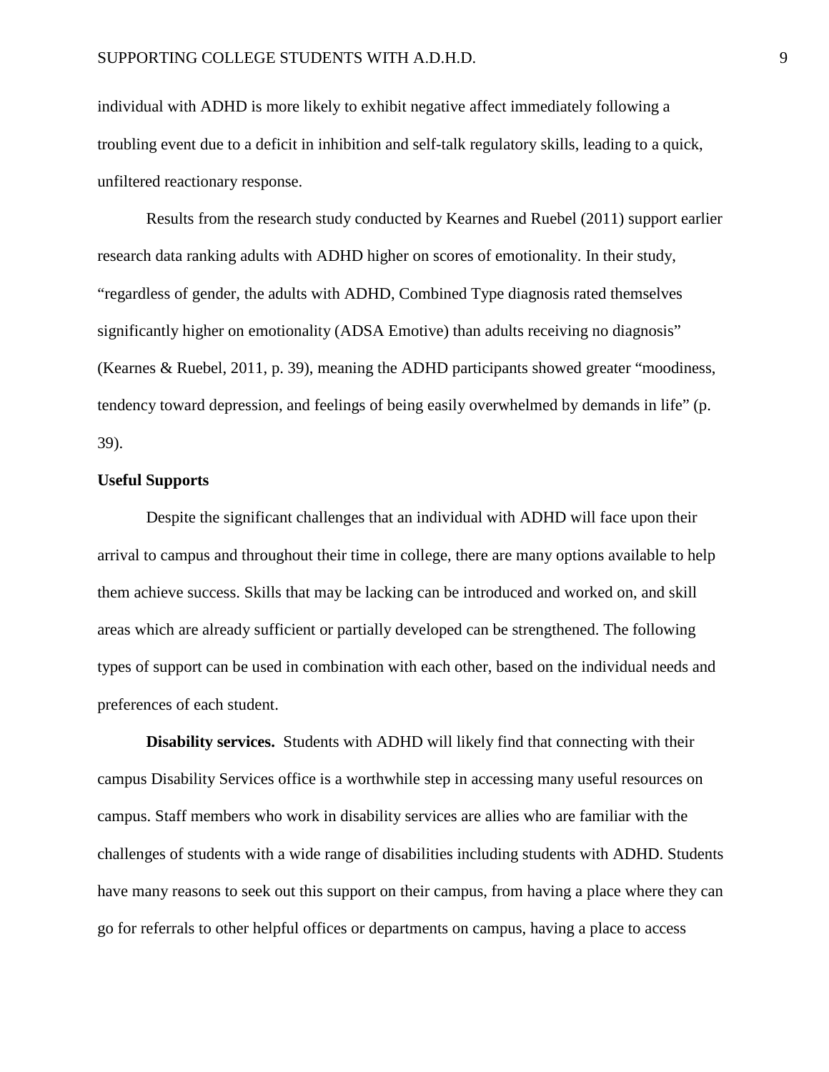individual with ADHD is more likely to exhibit negative affect immediately following a troubling event due to a deficit in inhibition and self-talk regulatory skills, leading to a quick, unfiltered reactionary response.

Results from the research study conducted by Kearnes and Ruebel (2011) support earlier research data ranking adults with ADHD higher on scores of emotionality. In their study, "regardless of gender, the adults with ADHD, Combined Type diagnosis rated themselves significantly higher on emotionality (ADSA Emotive) than adults receiving no diagnosis" (Kearnes & Ruebel, 2011, p. 39), meaning the ADHD participants showed greater "moodiness, tendency toward depression, and feelings of being easily overwhelmed by demands in life" (p. 39).

## Useful Supports

Despite the significant challenges that an individual with ADHD will face upon their arrival to campus and throughout their time in college, there are many options available to help them achieve success. Skills that may be lacking can be introduced and worked on, and skill areas which are already sufficient or partially developed can be strengthened. The following types of support can be used in combination with each other, based on the individual needs and preferences of each student.

**Disability services.** Students with ADHD will likely find that connecting with their campus Disability Services office is a worthwhile step in accessing many useful resources on campus. Staff members who work in disability services are allies who are familiar with the challenges of students with a wide range of disabilities including students with ADHD. Students have many reasons to seek out this support on their campus, from having a place where they can go for referrals to other helpful offices or departments on campus, having a place to access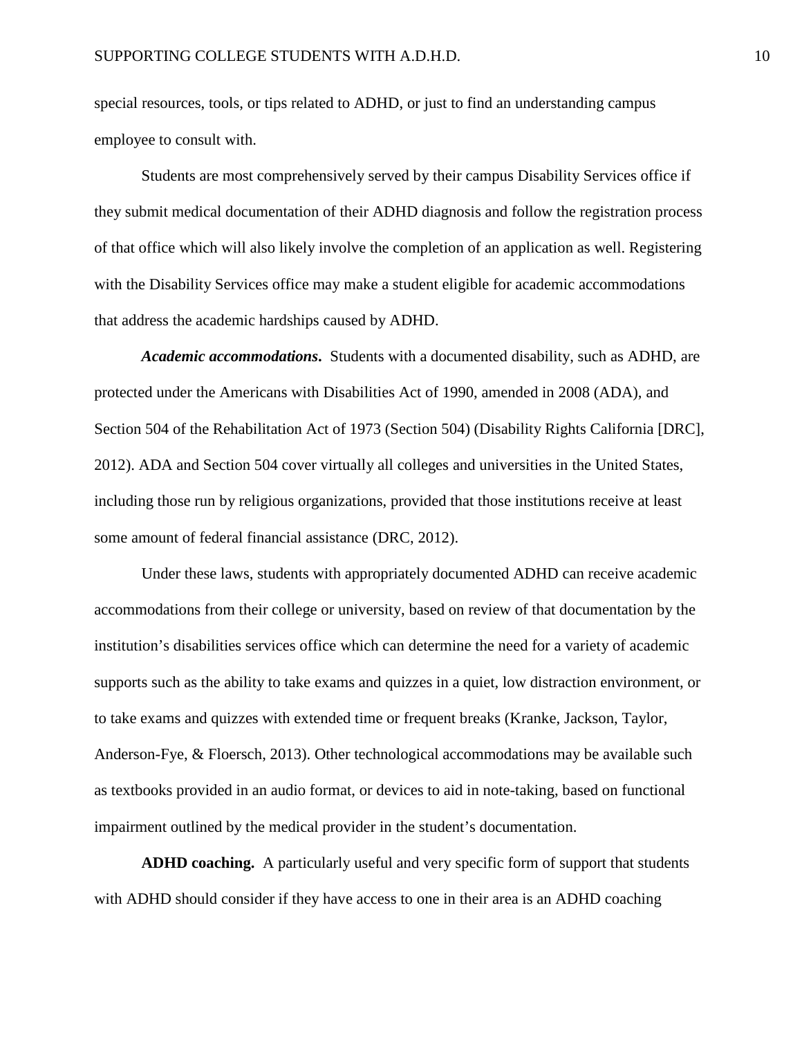special resources, tools, or tips related to ADHD, or just to find an understanding campus employee to consult with.

Students are most comprehensively served by their campus Disability Services office if they submit medical documentation of their ADHD diagnosis and follow the registration process of that office which will also likely involve the completion of an application as well. Registering with the Disability Services office may make a student eligible for academic accommodations that address the academic hardships caused by ADHD.

***Academic accommodations*.** Students with a documented disability, such as ADHD, are protected under the Americans with Disabilities Act of 1990, amended in 2008 (ADA), and Section 504 of the Rehabilitation Act of 1973 (Section 504) (Disability Rights California [DRC], 2012). ADA and Section 504 cover virtually all colleges and universities in the United States, including those run by religious organizations, provided that those institutions receive at least some amount of federal financial assistance (DRC, 2012).

Under these laws, students with appropriately documented ADHD can receive academic accommodations from their college or university, based on review of that documentation by the institution's disabilities services office which can determine the need for a variety of academic supports such as the ability to take exams and quizzes in a quiet, low distraction environment, or to take exams and quizzes with extended time or frequent breaks (Kranke, Jackson, Taylor, Anderson-Fye, & Floersch, 2013). Other technological accommodations may be available such as textbooks provided in an audio format, or devices to aid in note-taking, based on functional impairment outlined by the medical provider in the student's documentation.

**ADHD coaching.** A particularly useful and very specific form of support that students with ADHD should consider if they have access to one in their area is an ADHD coaching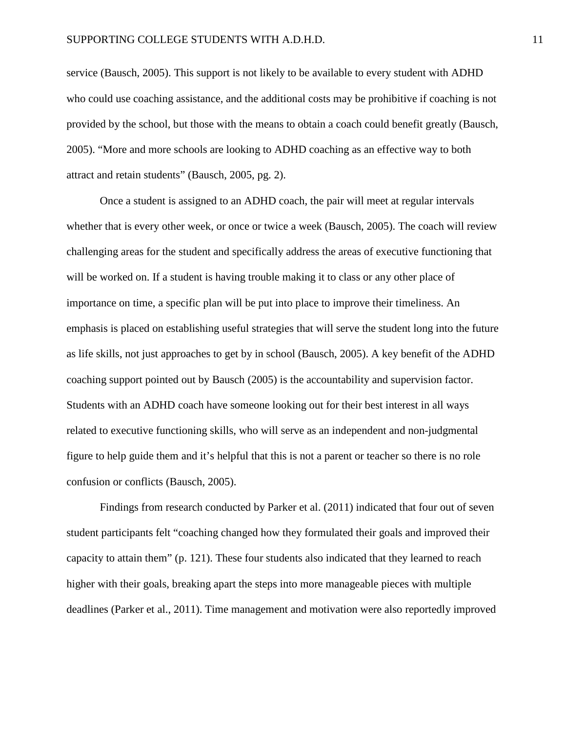service (Bausch, 2005). This support is not likely to be available to every student with ADHD who could use coaching assistance, and the additional costs may be prohibitive if coaching is not provided by the school, but those with the means to obtain a coach could benefit greatly (Bausch, 2005). “More and more schools are looking to ADHD coaching as an effective way to both attract and retain students” (Bausch, 2005, pg. 2).

Once a student is assigned to an ADHD coach, the pair will meet at regular intervals whether that is every other week, or once or twice a week (Bausch, 2005). The coach will review challenging areas for the student and specifically address the areas of executive functioning that will be worked on. If a student is having trouble making it to class or any other place of importance on time, a specific plan will be put into place to improve their timeliness. An emphasis is placed on establishing useful strategies that will serve the student long into the future as life skills, not just approaches to get by in school (Bausch, 2005). A key benefit of the ADHD coaching support pointed out by Bausch (2005) is the accountability and supervision factor. Students with an ADHD coach have someone looking out for their best interest in all ways related to executive functioning skills, who will serve as an independent and non-judgmental figure to help guide them and it’s helpful that this is not a parent or teacher so there is no role confusion or conflicts (Bausch, 2005).

Findings from research conducted by Parker et al. (2011) indicated that four out of seven student participants felt “coaching changed how they formulated their goals and improved their capacity to attain them” (p. 121). These four students also indicated that they learned to reach higher with their goals, breaking apart the steps into more manageable pieces with multiple deadlines (Parker et al., 2011). Time management and motivation were also reportedly improved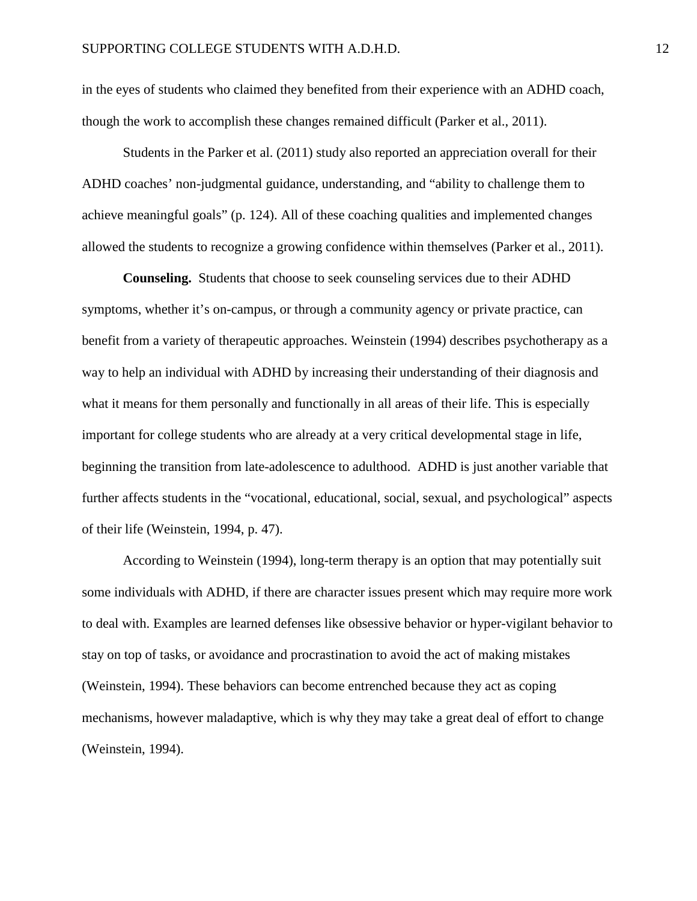in the eyes of students who claimed they benefited from their experience with an ADHD coach, though the work to accomplish these changes remained difficult (Parker et al., 2011).

Students in the Parker et al. (2011) study also reported an appreciation overall for their ADHD coaches' non-judgmental guidance, understanding, and "ability to challenge them to achieve meaningful goals" (p. 124). All of these coaching qualities and implemented changes allowed the students to recognize a growing confidence within themselves (Parker et al., 2011).

**Counseling.** Students that choose to seek counseling services due to their ADHD symptoms, whether it's on-campus, or through a community agency or private practice, can benefit from a variety of therapeutic approaches. Weinstein (1994) describes psychotherapy as a way to help an individual with ADHD by increasing their understanding of their diagnosis and what it means for them personally and functionally in all areas of their life. This is especially important for college students who are already at a very critical developmental stage in life, beginning the transition from late-adolescence to adulthood. ADHD is just another variable that further affects students in the "vocational, educational, social, sexual, and psychological" aspects of their life (Weinstein, 1994, p. 47).

According to Weinstein (1994), long-term therapy is an option that may potentially suit some individuals with ADHD, if there are character issues present which may require more work to deal with. Examples are learned defenses like obsessive behavior or hyper-vigilant behavior to stay on top of tasks, or avoidance and procrastination to avoid the act of making mistakes (Weinstein, 1994). These behaviors can become entrenched because they act as coping mechanisms, however maladaptive, which is why they may take a great deal of effort to change (Weinstein, 1994).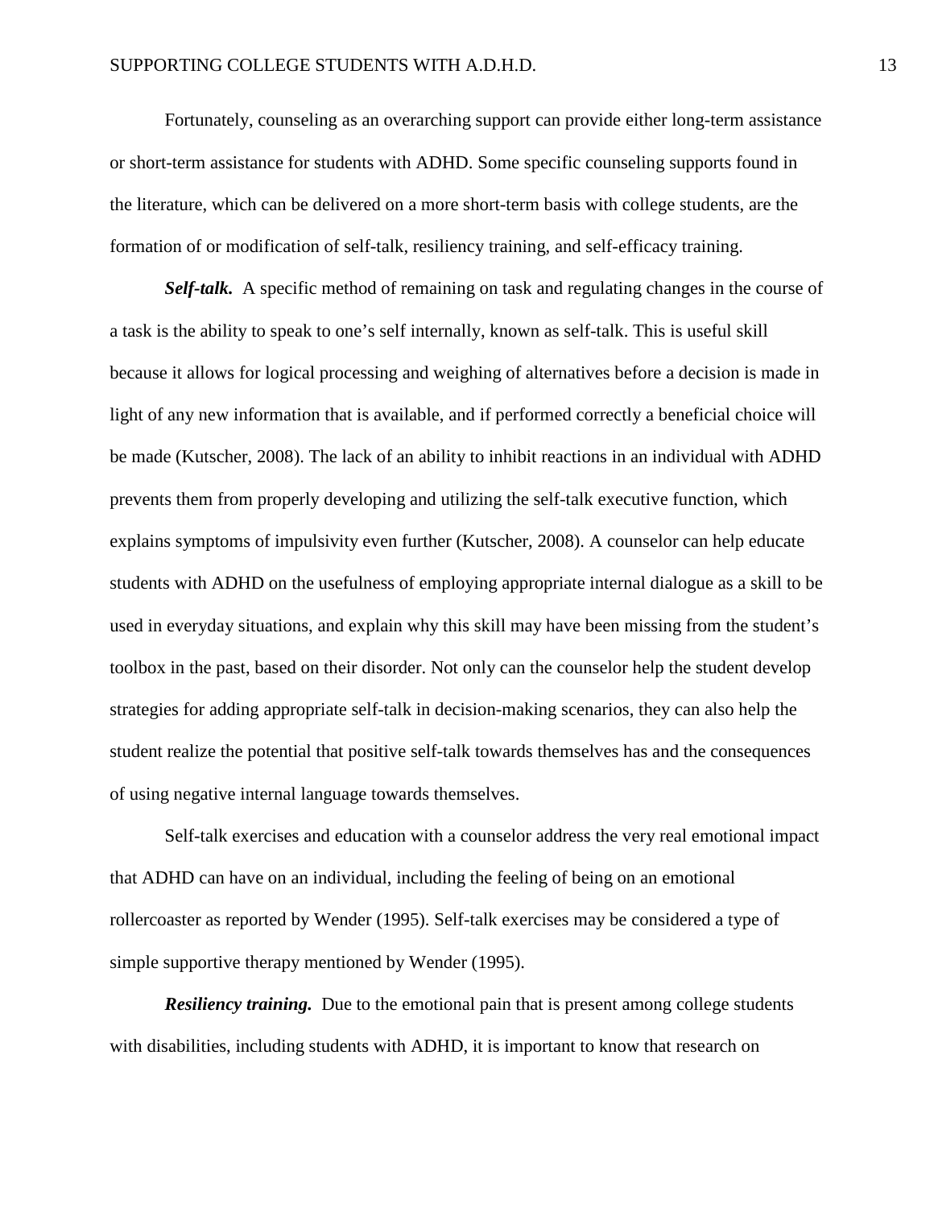Fortunately, counseling as an overarching support can provide either long-term assistance or short-term assistance for students with ADHD. Some specific counseling supports found in the literature, which can be delivered on a more short-term basis with college students, are the formation of or modification of self-talk, resiliency training, and self-efficacy training.

***Self-talk.*** A specific method of remaining on task and regulating changes in the course of a task is the ability to speak to one's self internally, known as self-talk. This is useful skill because it allows for logical processing and weighing of alternatives before a decision is made in light of any new information that is available, and if performed correctly a beneficial choice will be made (Kutscher, 2008). The lack of an ability to inhibit reactions in an individual with ADHD prevents them from properly developing and utilizing the self-talk executive function, which explains symptoms of impulsivity even further (Kutscher, 2008). A counselor can help educate students with ADHD on the usefulness of employing appropriate internal dialogue as a skill to be used in everyday situations, and explain why this skill may have been missing from the student's toolbox in the past, based on their disorder. Not only can the counselor help the student develop strategies for adding appropriate self-talk in decision-making scenarios, they can also help the student realize the potential that positive self-talk towards themselves has and the consequences of using negative internal language towards themselves.

Self-talk exercises and education with a counselor address the very real emotional impact that ADHD can have on an individual, including the feeling of being on an emotional rollercoaster as reported by Wender (1995). Self-talk exercises may be considered a type of simple supportive therapy mentioned by Wender (1995).

***Resiliency training.*** Due to the emotional pain that is present among college students with disabilities, including students with ADHD, it is important to know that research on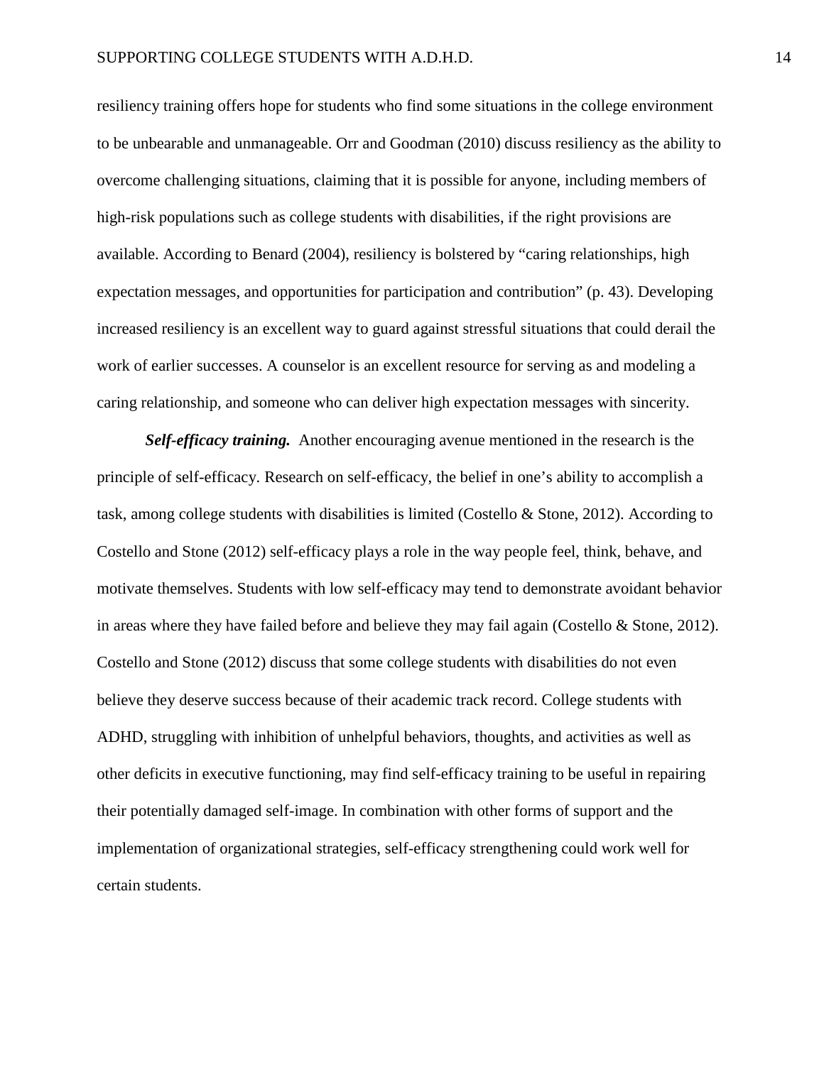resiliency training offers hope for students who find some situations in the college environment to be unbearable and unmanageable. Orr and Goodman (2010) discuss resiliency as the ability to overcome challenging situations, claiming that it is possible for anyone, including members of high-risk populations such as college students with disabilities, if the right provisions are available. According to Benard (2004), resiliency is bolstered by "caring relationships, high expectation messages, and opportunities for participation and contribution" (p. 43). Developing increased resiliency is an excellent way to guard against stressful situations that could derail the work of earlier successes. A counselor is an excellent resource for serving as and modeling a caring relationship, and someone who can deliver high expectation messages with sincerity.

***Self-efficacy training.*** Another encouraging avenue mentioned in the research is the principle of self-efficacy. Research on self-efficacy, the belief in one's ability to accomplish a task, among college students with disabilities is limited (Costello & Stone, 2012). According to Costello and Stone (2012) self-efficacy plays a role in the way people feel, think, behave, and motivate themselves. Students with low self-efficacy may tend to demonstrate avoidant behavior in areas where they have failed before and believe they may fail again (Costello & Stone, 2012). Costello and Stone (2012) discuss that some college students with disabilities do not even believe they deserve success because of their academic track record. College students with ADHD, struggling with inhibition of unhelpful behaviors, thoughts, and activities as well as other deficits in executive functioning, may find self-efficacy training to be useful in repairing their potentially damaged self-image. In combination with other forms of support and the implementation of organizational strategies, self-efficacy strengthening could work well for certain students.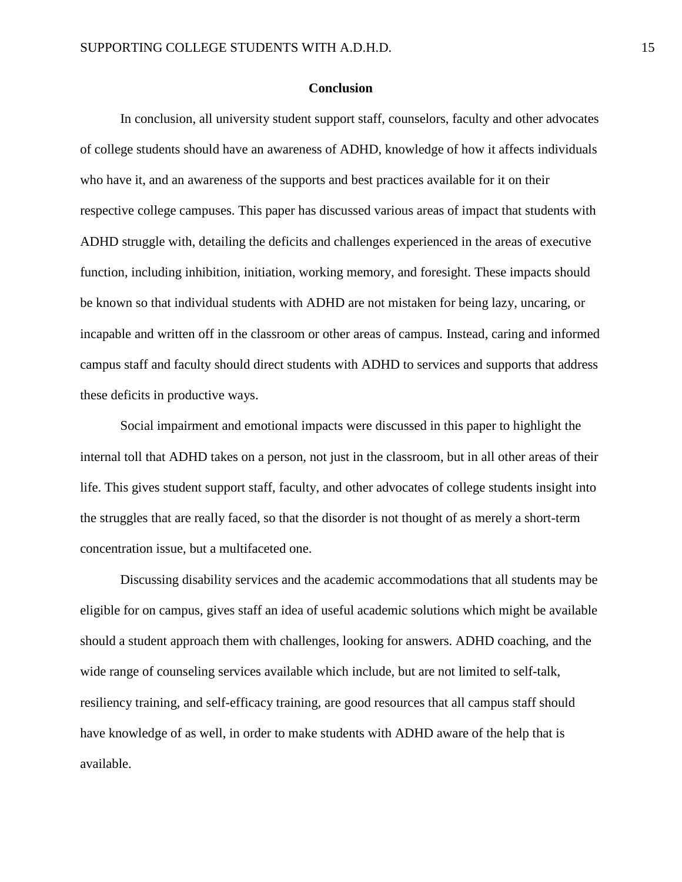## Conclusion

In conclusion, all university student support staff, counselors, faculty and other advocates of college students should have an awareness of ADHD, knowledge of how it affects individuals who have it, and an awareness of the supports and best practices available for it on their respective college campuses. This paper has discussed various areas of impact that students with ADHD struggle with, detailing the deficits and challenges experienced in the areas of executive function, including inhibition, initiation, working memory, and foresight. These impacts should be known so that individual students with ADHD are not mistaken for being lazy, uncaring, or incapable and written off in the classroom or other areas of campus. Instead, caring and informed campus staff and faculty should direct students with ADHD to services and supports that address these deficits in productive ways.

Social impairment and emotional impacts were discussed in this paper to highlight the internal toll that ADHD takes on a person, not just in the classroom, but in all other areas of their life. This gives student support staff, faculty, and other advocates of college students insight into the struggles that are really faced, so that the disorder is not thought of as merely a short-term concentration issue, but a multifaceted one.

Discussing disability services and the academic accommodations that all students may be eligible for on campus, gives staff an idea of useful academic solutions which might be available should a student approach them with challenges, looking for answers. ADHD coaching, and the wide range of counseling services available which include, but are not limited to self-talk, resiliency training, and self-efficacy training, are good resources that all campus staff should have knowledge of as well, in order to make students with ADHD aware of the help that is available.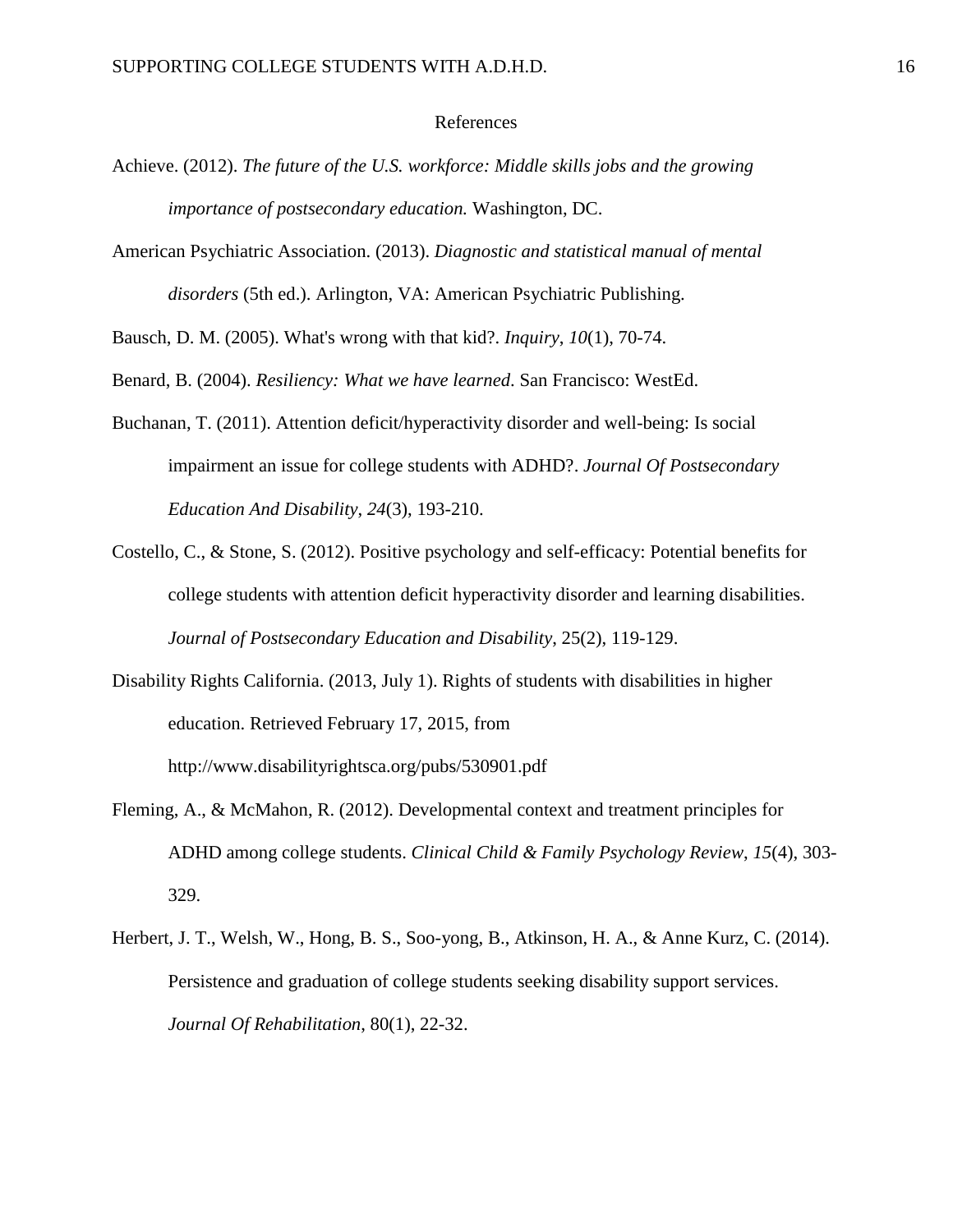# References

Achieve. (2012). *The future of the U.S. workforce: Middle skills jobs and the growing importance of postsecondary education.* Washington, DC.

American Psychiatric Association. (2013). *Diagnostic and statistical manual of mental disorders* (5th ed.). Arlington, VA: American Psychiatric Publishing.

Bausch, D. M. (2005). What's wrong with that kid?. *Inquiry*, *10*(1), 70-74.

Benard, B. (2004). *Resiliency: What we have learned*. San Francisco: WestEd.

Buchanan, T. (2011). Attention deficit/hyperactivity disorder and well-being: Is social impairment an issue for college students with ADHD?. *Journal Of Postsecondary Education And Disability*, *24*(3), 193-210.

Costello, C., & Stone, S. (2012). Positive psychology and self-efficacy: Potential benefits for college students with attention deficit hyperactivity disorder and learning disabilities. *Journal of Postsecondary Education and Disability*, 25(2), 119-129.

Disability Rights California. (2013, July 1). Rights of students with disabilities in higher education. Retrieved February 17, 2015, from http://www.disabilityrightsca.org/pubs/530901.pdf

Fleming, A., & McMahon, R. (2012). Developmental context and treatment principles for ADHD among college students. *Clinical Child & Family Psychology Review*, *15*(4), 303-329.

Herbert, J. T., Welsh, W., Hong, B. S., Soo-yong, B., Atkinson, H. A., & Anne Kurz, C. (2014). Persistence and graduation of college students seeking disability support services. *Journal Of Rehabilitation*, 80(1), 22-32.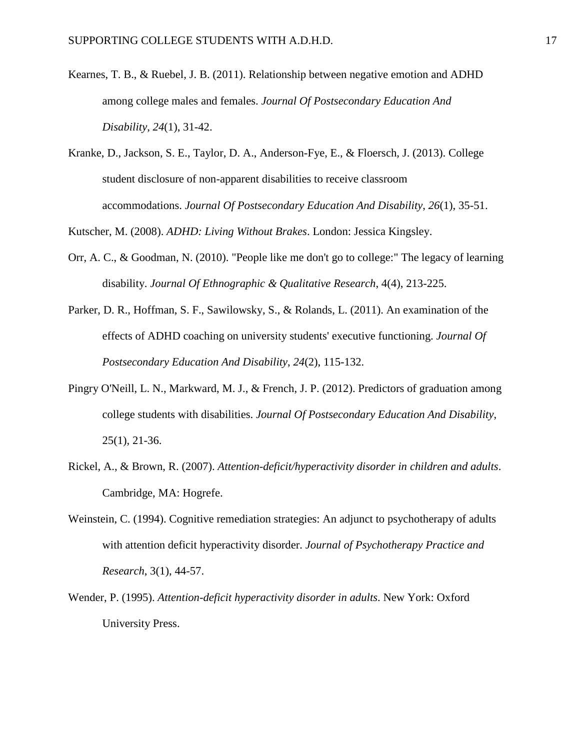Kearnes, T. B., & Ruebel, J. B. (2011). Relationship between negative emotion and ADHD among college males and females. *Journal Of Postsecondary Education And Disability*, *24*(1), 31-42.

Kranke, D., Jackson, S. E., Taylor, D. A., Anderson-Fye, E., & Floersch, J. (2013). College student disclosure of non-apparent disabilities to receive classroom accommodations. *Journal Of Postsecondary Education And Disability*, *26*(1), 35-51.

Kutscher, M. (2008). *ADHD: Living Without Brakes*. London: Jessica Kingsley.

Orr, A. C., & Goodman, N. (2010). "People like me don't go to college:" The legacy of learning disability. *Journal Of Ethnographic & Qualitative Research*, 4(4), 213-225.

Parker, D. R., Hoffman, S. F., Sawilowsky, S., & Rolands, L. (2011). An examination of the effects of ADHD coaching on university students' executive functioning. *Journal Of Postsecondary Education And Disability*, *24*(2), 115-132.

Pingry O'Neill, L. N., Markward, M. J., & French, J. P. (2012). Predictors of graduation among college students with disabilities. *Journal Of Postsecondary Education And Disability*, 25(1), 21-36.

Rickel, A., & Brown, R. (2007). *Attention-deficit/hyperactivity disorder in children and adults*. Cambridge, MA: Hogrefe.

Weinstein, C. (1994). Cognitive remediation strategies: An adjunct to psychotherapy of adults with attention deficit hyperactivity disorder. *Journal of Psychotherapy Practice and Research*, 3(1), 44-57.

Wender, P. (1995). *Attention-deficit hyperactivity disorder in adults*. New York: Oxford University Press.